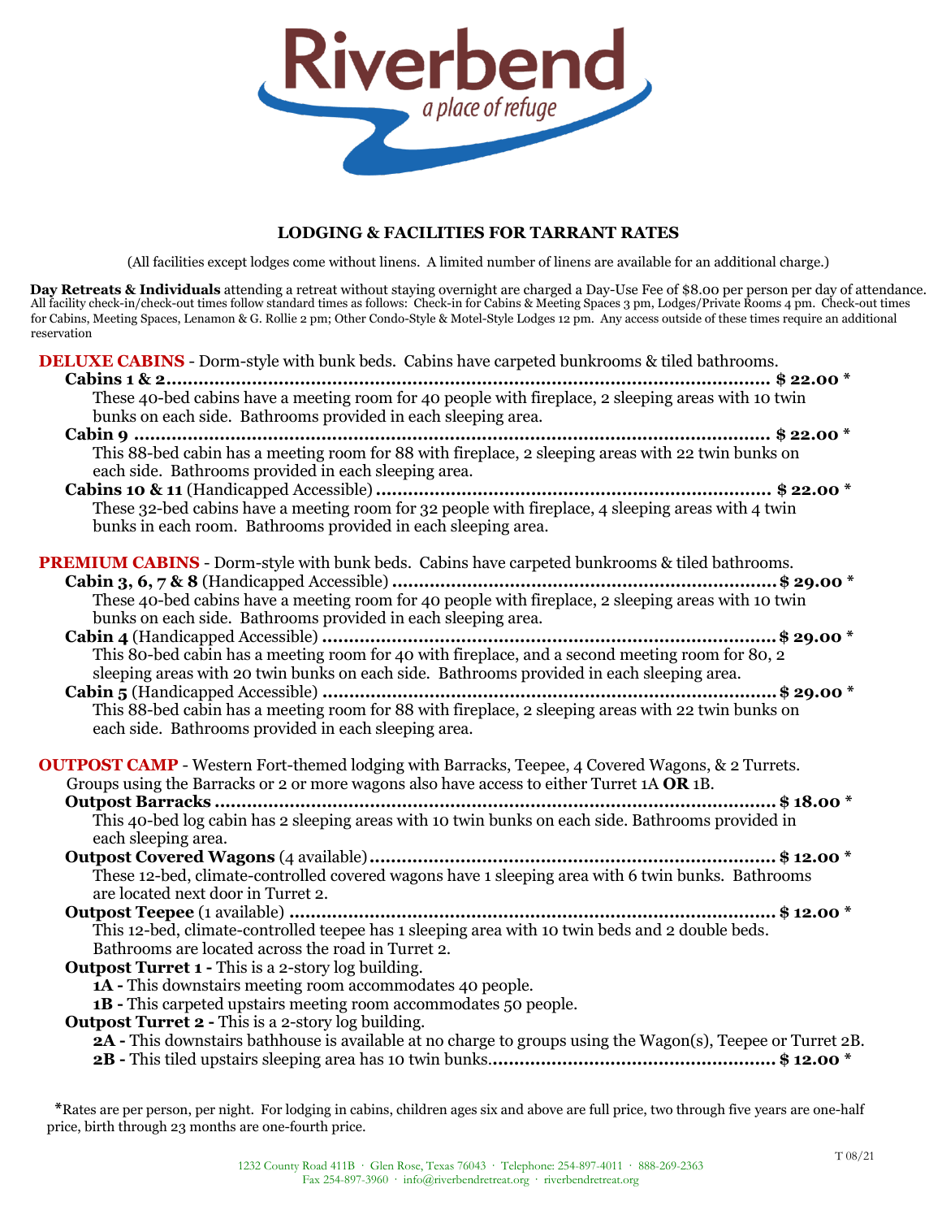# Riverbend

*a place of refuge*

## LODGING & FACILITIES FOR TARRANT RATES

(All facilities except lodges come without linens. A limited number of linens are available for an additional charge.)

**Day Retreats & Individuals** attending a retreat without staying overnight are charged a Day-Use Fee of $8.00 per person per day of attendance. All facility check-in/check-out times follow standard times as follows: Check-in for Cabins & Meeting Spaces 3 pm, Lodges/Private Rooms 4 pm. Check-out times for Cabins, Meeting Spaces, Lenamon & G. Rollie 2 pm; Other Condo-Style & Motel-Style Lodges 12 pm. Any access outside of these times require an additional reservation

### DELUXE CABINS - Dorm-style with bunk beds. Cabins have carpeted bunkrooms & tiled bathrooms.

**Cabins 1 & 2** ........................................ **$ 22.00 ***

These 40-bed cabins have a meeting room for 40 people with fireplace, 2 sleeping areas with 10 twin bunks on each side. Bathrooms provided in each sleeping area.

**Cabin 9** ........................................ **$ 22.00 ***

This 88-bed cabin has a meeting room for 88 with fireplace, 2 sleeping areas with 22 twin bunks on each side. Bathrooms provided in each sleeping area.

**Cabins 10 & 11** (Handicapped Accessible) ........................................ **$ 22.00 ***

These 32-bed cabins have a meeting room for 32 people with fireplace, 4 sleeping areas with 4 twin bunks in each room. Bathrooms provided in each sleeping area.

### PREMIUM CABINS - Dorm-style with bunk beds. Cabins have carpeted bunkrooms & tiled bathrooms.

**Cabin 3, 6, 7 & 8** (Handicapped Accessible) ........................................ **$ 29.00 ***

These 40-bed cabins have a meeting room for 40 people with fireplace, 2 sleeping areas with 10 twin bunks on each side. Bathrooms provided in each sleeping area.

**Cabin 4** (Handicapped Accessible) ........................................ **$ 29.00 ***

This 80-bed cabin has a meeting room for 40 with fireplace, and a second meeting room for 80, 2 sleeping areas with 20 twin bunks on each side. Bathrooms provided in each sleeping area.

**Cabin 5** (Handicapped Accessible) ........................................ **$ 29.00 ***

This 88-bed cabin has a meeting room for 88 with fireplace, 2 sleeping areas with 22 twin bunks on each side. Bathrooms provided in each sleeping area.

### OUTPOST CAMP - Western Fort-themed lodging with Barracks, Teepee, 4 Covered Wagons, & 2 Turrets.

Groups using the Barracks or 2 or more wagons also have access to either Turret 1A **OR** 1B.

**Outpost Barracks** ........................................ **$ 18.00 ***

This 40-bed log cabin has 2 sleeping areas with 10 twin bunks on each side. Bathrooms provided in each sleeping area.

**Outpost Covered Wagons** (4 available) ........................................ **$ 12.00 ***

These 12-bed, climate-controlled covered wagons have 1 sleeping area with 6 twin bunks. Bathrooms are located next door in Turret 2.

**Outpost Teepee** (1 available) ........................................ **$ 12.00 ***

This 12-bed, climate-controlled teepee has 1 sleeping area with 10 twin beds and 2 double beds. Bathrooms are located across the road in Turret 2.

**Outpost Turret 1 -** This is a 2-story log building.

- **1A -** This downstairs meeting room accommodates 40 people.
- **1B -** This carpeted upstairs meeting room accommodates 50 people.

**Outpost Turret 2 -** This is a 2-story log building.

- **2A -** This downstairs bathhouse is available at no charge to groups using the Wagon(s), Teepee or Turret 2B.
- **2B -** This tiled upstairs sleeping area has 10 twin bunks........................................ **$ 12.00 ***

*Rates are per person, per night. For lodging in cabins, children ages six and above are full price, two through five years are one-half price, birth through 23 months are one-fourth price.

T 08/21

1232 County Road 411B · Glen Rose, Texas 76043 · Telephone: 254-897-4011 · 888-269-2363
Fax 254-897-3960 · info@riverbendretreat.org · riverbendretreat.org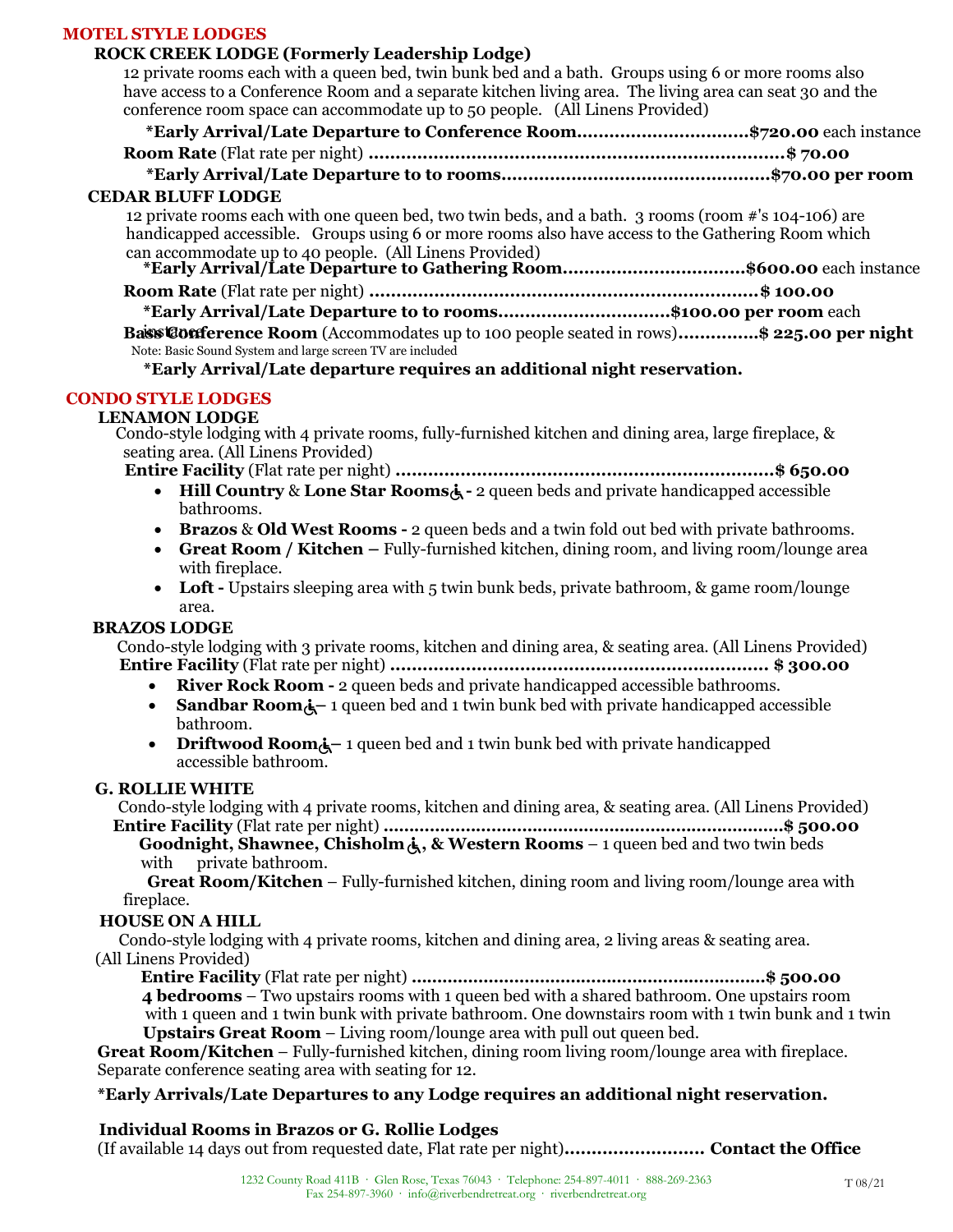## MOTEL STYLE LODGES

### ROCK CREEK LODGE (Formerly Leadership Lodge)

12 private rooms each with a queen bed, twin bunk bed and a bath. Groups using 6 or more rooms also have access to a Conference Room and a separate kitchen living area. The living area can seat 30 and the conference room space can accommodate up to 50 people. (All Linens Provided)

**\*Early Arrival/Late Departure to Conference Room................................$720.00** each instance

**Room Rate** (Flat rate per night) **............................................................................$ 70.00**

**\*Early Arrival/Late Departure to to rooms................................................$70.00 per room**

### CEDAR BLUFF LODGE

12 private rooms each with one queen bed, two twin beds, and a bath. 3 rooms (room #'s 104-106) are handicapped accessible. Groups using 6 or more rooms also have access to the Gathering Room which can accommodate up to 40 people. (All Linens Provided)

**\*Early Arrival/Late Departure to Gathering Room.................................$600.00** each instance

**Room Rate** (Flat rate per night) **.......................................................................$ 100.00**

**\*Early Arrival/Late Departure to to rooms...............................$100.00 per room** each instance

**Bass Conference Room** (Accommodates up to 100 people seated in rows)**..............$ 225.00 per night**

Note: Basic Sound System and large screen TV are included

**\*Early Arrival/Late departure requires an additional night reservation.**

## CONDO STYLE LODGES

### LENAMON LODGE

Condo-style lodging with 4 private rooms, fully-furnished kitchen and dining area, large fireplace, & seating area. (All Linens Provided)

**Entire Facility** (Flat rate per night) **.....................................................................$ 650.00**

- **Hill Country** & **Lone Star Rooms ♿ -** 2 queen beds and private handicapped accessible bathrooms.
- **Brazos** & **Old West Rooms -** 2 queen beds and a twin fold out bed with private bathrooms.
- **Great Room / Kitchen –** Fully-furnished kitchen, dining room, and living room/lounge area with fireplace.
- **Loft -** Upstairs sleeping area with 5 twin bunk beds, private bathroom, & game room/lounge area.

### BRAZOS LODGE

Condo-style lodging with 3 private rooms, kitchen and dining area, & seating area. (All Linens Provided)

**Entire Facility** (Flat rate per night) **..................................................................... $ 300.00**

- **River Rock Room -** 2 queen beds and private handicapped accessible bathrooms.
- **Sandbar Room ♿ –** 1 queen bed and 1 twin bunk bed with private handicapped accessible bathroom.
- **Driftwood Room ♿ –** 1 queen bed and 1 twin bunk bed with private handicapped accessible bathroom.

### G. ROLLIE WHITE

Condo-style lodging with 4 private rooms, kitchen and dining area, & seating area. (All Linens Provided)

**Entire Facility** (Flat rate per night) **............................................................................$ 500.00**

**Goodnight, Shawnee, Chisholm ♿, & Western Rooms** – 1 queen bed and two twin beds with private bathroom.

**Great Room/Kitchen** – Fully-furnished kitchen, dining room and living room/lounge area with fireplace.

### HOUSE ON A HILL

Condo-style lodging with 4 private rooms, kitchen and dining area, 2 living areas & seating area. (All Linens Provided)

**Entire Facility** (Flat rate per night) **...................................................................$ 500.00**

**4 bedrooms** – Two upstairs rooms with 1 queen bed with a shared bathroom. One upstairs room with 1 queen and 1 twin bunk with private bathroom. One downstairs room with 1 twin bunk and 1 twin

**Upstairs Great Room** – Living room/lounge area with pull out queen bed.

**Great Room/Kitchen** – Fully-furnished kitchen, dining room living room/lounge area with fireplace. Separate conference seating area with seating for 12.

**\*Early Arrivals/Late Departures to any Lodge requires an additional night reservation.**

**Individual Rooms in Brazos or G. Rollie Lodges**

(If available 14 days out from requested date, Flat rate per night)**......................... Contact the Office**

1232 County Road 411B · Glen Rose, Texas 76043 · Telephone: 254-897-4011 · 888-269-2363
Fax 254-897-3960 · info@riverbendretreat.org · riverbendretreat.org

T 08/21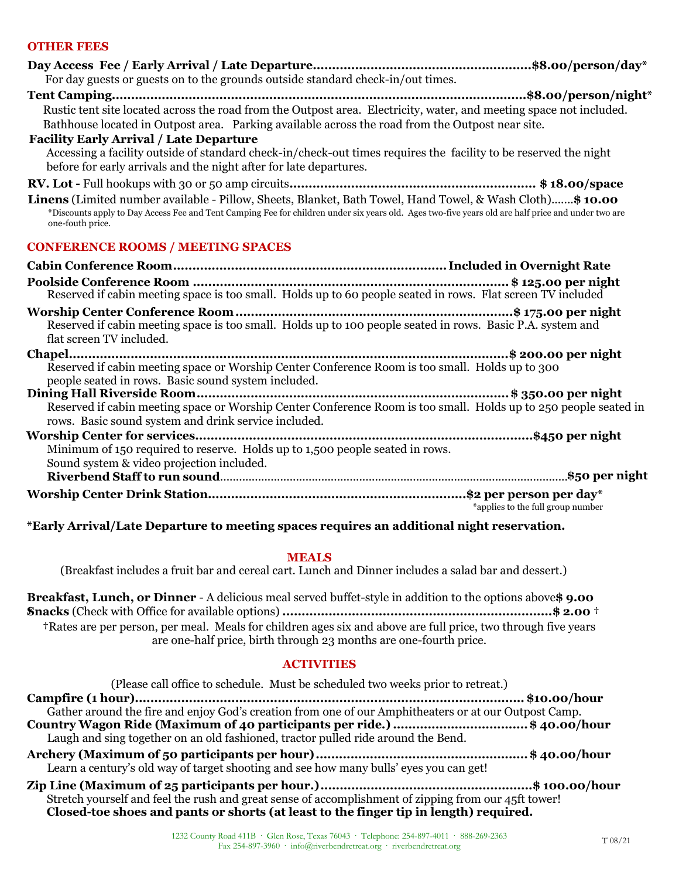## OTHER FEES

**Day Access Fee / Early Arrival / Late Departure........................................................$8.00/person/day***
For day guests or guests on to the grounds outside standard check-in/out times.

**Tent Camping..........................................................................................................$8.00/person/night***
Rustic tent site located across the road from the Outpost area. Electricity, water, and meeting space not included. Bathhouse located in Outpost area. Parking available across the road from the Outpost near site.

**Facility Early Arrival / Late Departure**
Accessing a facility outside of standard check-in/check-out times requires the facility to be reserved the night before for early arrivals and the night after for late departures.

**RV. Lot -** Full hookups with 30 or 50 amp circuits............................................................... **$ 18.00/space**

**Linens** (Limited number available - Pillow, Sheets, Blanket, Bath Towel, Hand Towel, & Wash Cloth).......**$ 10.00**

*Discounts apply to Day Access Fee and Tent Camping Fee for children under six years old. Ages two-five years old are half price and under two are one-fouth price.

## CONFERENCE ROOMS / MEETING SPACES

**Cabin Conference Room.....................................................................Included in Overnight Rate**

**Poolside Conference Room ................................................................................. $ 125.00 per night**
Reserved if cabin meeting space is too small. Holds up to 60 people seated in rows. Flat screen TV included

**Worship Center Conference Room ........................................................................$ 175.00 per night**
Reserved if cabin meeting space is too small. Holds up to 100 people seated in rows. Basic P.A. system and flat screen TV included.

**Chapel...................................................................................................................$ 200.00 per night**
Reserved if cabin meeting space or Worship Center Conference Room is too small. Holds up to 300 people seated in rows. Basic sound system included.

**Dining Hall Riverside Room................................................................................. $ 350.00 per night**
Reserved if cabin meeting space or Worship Center Conference Room is too small. Holds up to 250 people seated in rows. Basic sound system and drink service included.

**Worship Center for services.......................................................................................$450 per night**
Minimum of 150 required to reserve. Holds up to 1,500 people seated in rows.
Sound system & video projection included.
**Riverbend Staff to run sound**.............................................................................................................**$50 per night**

**Worship Center Drink Station..................................................................$2 per person per day***
*applies to the full group number

**\*Early Arrival/Late Departure to meeting spaces requires an additional night reservation.**

## MEALS

(Breakfast includes a fruit bar and cereal cart. Lunch and Dinner includes a salad bar and dessert.)

**Breakfast, Lunch, or Dinner** - A delicious meal served buffet-style in addition to the options above**$ 9.00**

**Snacks** (Check with Office for available options) ......................................................................**$ 2.00** †

†Rates are per person, per meal. Meals for children ages six and above are full price, two through five years are one-half price, birth through 23 months are one-fourth price.

## ACTIVITIES

(Please call office to schedule. Must be scheduled two weeks prior to retreat.)

**Campfire (1 hour)..................................................................................................... $10.00/hour**
Gather around the fire and enjoy God's creation from one of our Amphitheaters or at our Outpost Camp.

**Country Wagon Ride (Maximum of 40 participants per ride.) .................................. $ 40.00/hour**
Laugh and sing together on an old fashioned, tractor pulled ride around the Bend.

**Archery (Maximum of 50 participants per hour)..................................................... $ 40.00/hour**
Learn a century's old way of target shooting and see how many bulls' eyes you can get!

**Zip Line (Maximum of 25 participants per hour.)......................................................$ 100.00/hour**
Stretch yourself and feel the rush and great sense of accomplishment of zipping from our 45ft tower!
**Closed-toe shoes and pants or shorts (at least to the finger tip in length) required.**

1232 County Road 411B · Glen Rose, Texas 76043 · Telephone: 254-897-4011 · 888-269-2363
Fax 254-897-3960 · info@riverbendretreat.org · riverbendretreat.org

T 08/21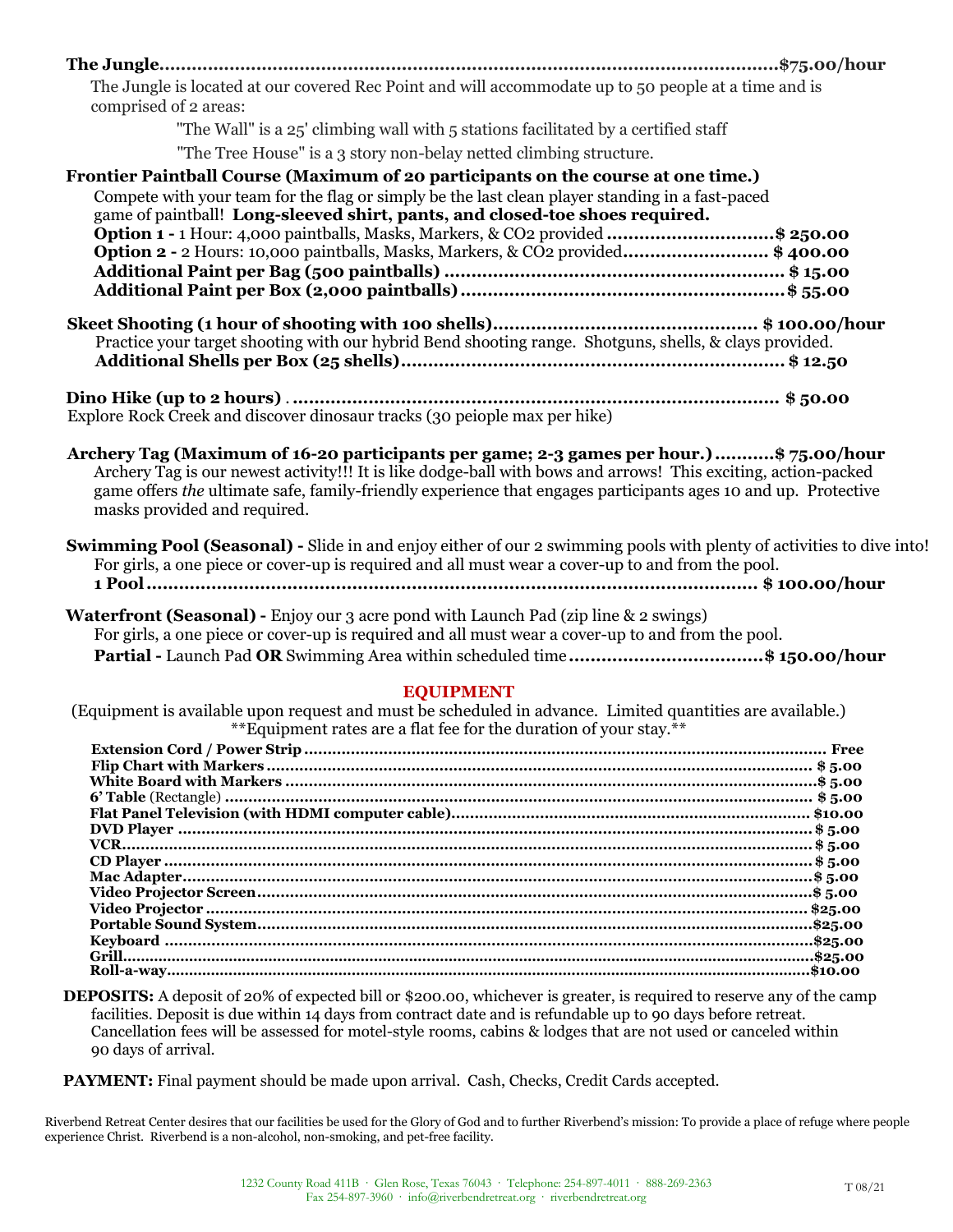**The Jungle........................................................................................................$75.00/hour**

The Jungle is located at our covered Rec Point and will accommodate up to 50 people at a time and is comprised of 2 areas:

"The Wall" is a 25' climbing wall with 5 stations facilitated by a certified staff

"The Tree House" is a 3 story non-belay netted climbing structure.

**Frontier Paintball Course (Maximum of 20 participants on the course at one time.)**

Compete with your team for the flag or simply be the last clean player standing in a fast-paced game of paintball! **Long-sleeved shirt, pants, and closed-toe shoes required.**

**Option 1 -** 1 Hour: 4,000 paintballs, Masks, Markers, & $CO_2$ provided **..............................$ 250.00**
**Option 2 -** 2 Hours: 10,000 paintballs, Masks, Markers, & $CO_2$ provided**.......................... $ 400.00**
**Additional Paint per Bag (500 paintballs) ............................................................... $ 15.00**
**Additional Paint per Box (2,000 paintballs)............................................................$ 55.00**

**Skeet Shooting (1 hour of shooting with 100 shells)............................................... $ 100.00/hour**

Practice your target shooting with our hybrid Bend shooting range. Shotguns, shells, & clays provided.
**Additional Shells per Box (25 shells)...................................................................... $ 12.50**

**Dino Hike (up to 2 hours)** . **........................................................................................ $ 50.00**

Explore Rock Creek and discover dinosaur tracks (30 peiople max per hike)

**Archery Tag (Maximum of 16-20 participants per game; 2-3 games per hour.)...........$ 75.00/hour**

Archery Tag is our newest activity!!! It is like dodge-ball with bows and arrows! This exciting, action-packed game offers *the* ultimate safe, family-friendly experience that engages participants ages 10 and up. Protective masks provided and required.

**Swimming Pool (Seasonal) -** Slide in and enjoy either of our 2 swimming pools with plenty of activities to dive into! For girls, a one piece or cover-up is required and all must wear a cover-up to and from the pool.
**1 Pool................................................................................................................ $ 100.00/hour**

**Waterfront (Seasonal) -** Enjoy our 3 acre pond with Launch Pad (zip line & 2 swings)
For girls, a one piece or cover-up is required and all must wear a cover-up to and from the pool.
**Partial -** Launch Pad **OR** Swimming Area within scheduled time**...................................$ 150.00/hour**

## EQUIPMENT

(Equipment is available upon request and must be scheduled in advance. Limited quantities are available.)
**Equipment rates are a flat fee for the duration of your stay.**

| | |
|---|---|
| **Extension Cord / Power Strip** | **Free** |
| **Flip Chart with Markers** | **$ 5.00** |
| **White Board with Markers** | **$ 5.00** |
| **6' Table** (Rectangle) | **$ 5.00** |
| **Flat Panel Television (with HDMI computer cable)** | **$10.00** |
| **DVD Player** | **$ 5.00** |
| **VCR** | **$ 5.00** |
| **CD Player** | **$ 5.00** |
| **Mac Adapter** | **$ 5.00** |
| **Video Projector Screen** | **$ 5.00** |
| **Video Projector** | **$25.00** |
| **Portable Sound System** | **$25.00** |
| **Keyboard** | **$25.00** |
| **Grill** | **$25.00** |
| **Roll-a-way** | **$10.00** |

**DEPOSITS:** A deposit of 20% of expected bill or $200.00, whichever is greater, is required to reserve any of the camp facilities. Deposit is due within 14 days from contract date and is refundable up to 90 days before retreat. Cancellation fees will be assessed for motel-style rooms, cabins & lodges that are not used or canceled within 90 days of arrival.

**PAYMENT:** Final payment should be made upon arrival. Cash, Checks, Credit Cards accepted.

Riverbend Retreat Center desires that our facilities be used for the Glory of God and to further Riverbend's mission: To provide a place of refuge where people experience Christ. Riverbend is a non-alcohol, non-smoking, and pet-free facility.

1232 County Road 411B · Glen Rose, Texas 76043 · Telephone: 254-897-4011 · 888-269-2363
Fax 254-897-3960 · info@riverbendretreat.org · riverbendretreat.org

T 08/21